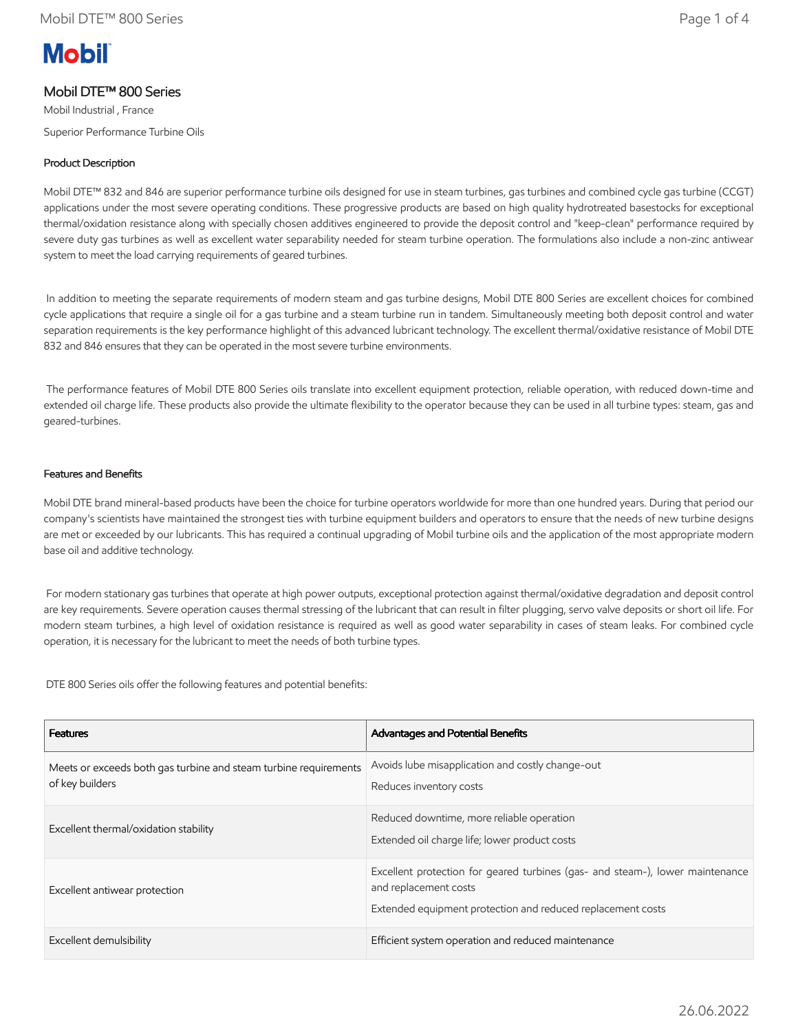Mobil

# Mobil DTE™ 800 Series

Mobil Industrial , France

Superior Performance Turbine Oils

## Product Description

Mobil DTE™ 832 and 846 are superior performance turbine oils designed for use in steam turbines, gas turbines and combined cycle gas turbine (CCGT) applications under the most severe operating conditions. These progressive products are based on high quality hydrotreated basestocks for exceptional thermal/oxidation resistance along with specially chosen additives engineered to provide the deposit control and "keep-clean" performance required by severe duty gas turbines as well as excellent water separability needed for steam turbine operation. The formulations also include a non-zinc antiwear system to meet the load carrying requirements of geared turbines.

In addition to meeting the separate requirements of modern steam and gas turbine designs, Mobil DTE 800 Series are excellent choices for combined cycle applications that require a single oil for a gas turbine and a steam turbine run in tandem. Simultaneously meeting both deposit control and water separation requirements is the key performance highlight of this advanced lubricant technology. The excellent thermal/oxidative resistance of Mobil DTE 832 and 846 ensures that they can be operated in the most severe turbine environments.

The performance features of Mobil DTE 800 Series oils translate into excellent equipment protection, reliable operation, with reduced down-time and extended oil charge life. These products also provide the ultimate flexibility to the operator because they can be used in all turbine types: steam, gas and geared-turbines.

## Features and Benefits

Mobil DTE brand mineral-based products have been the choice for turbine operators worldwide for more than one hundred years. During that period our company's scientists have maintained the strongest ties with turbine equipment builders and operators to ensure that the needs of new turbine designs are met or exceeded by our lubricants. This has required a continual upgrading of Mobil turbine oils and the application of the most appropriate modern base oil and additive technology.

For modern stationary gas turbines that operate at high power outputs, exceptional protection against thermal/oxidative degradation and deposit control are key requirements. Severe operation causes thermal stressing of the lubricant that can result in filter plugging, servo valve deposits or short oil life. For modern steam turbines, a high level of oxidation resistance is required as well as good water separability in cases of steam leaks. For combined cycle operation, it is necessary for the lubricant to meet the needs of both turbine types.

DTE 800 Series oils offer the following features and potential benefits:

| Features | Advantages and Potential Benefits |
| --- | --- |
| Meets or exceeds both gas turbine and steam turbine requirements of key builders | Avoids lube misapplication and costly change-out<br>Reduces inventory costs |
| Excellent thermal/oxidation stability | Reduced downtime, more reliable operation<br>Extended oil charge life; lower product costs |
| Excellent antiwear protection | Excellent protection for geared turbines (gas- and steam-), lower maintenance and replacement costs<br>Extended equipment protection and reduced replacement costs |
| Excellent demulsibility | Efficient system operation and reduced maintenance |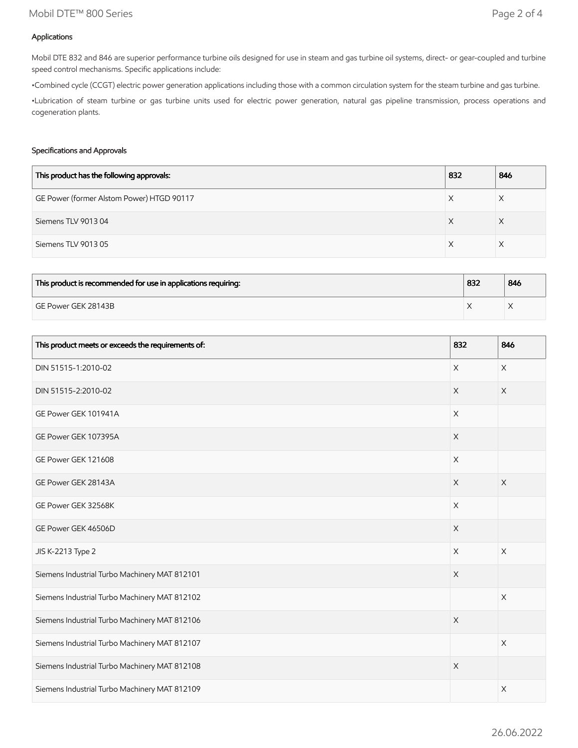## Applications

Mobil DTE 832 and 846 are superior performance turbine oils designed for use in steam and gas turbine oil systems, direct- or gear-coupled and turbine speed control mechanisms. Specific applications include:

•Combined cycle (CCGT) electric power generation applications including those with a common circulation system for the steam turbine and gas turbine.

•Lubrication of steam turbine or gas turbine units used for electric power generation, natural gas pipeline transmission, process operations and cogeneration plants.

## Specifications and Approvals

| This product has the following approvals: | 832 | 846 |
|---|---|---|
| GE Power (former Alstom Power) HTGD 90117 | X | X |
| Siemens TLV 9013 04 | X | X |
| Siemens TLV 9013 05 | X | X |

| This product is recommended for use in applications requiring: | 832 | 846 |
|---|---|---|
| GE Power GEK 28143B | X | X |

| This product meets or exceeds the requirements of: | 832 | 846 |
|---|---|---|
| DIN 51515-1:2010-02 | X | X |
| DIN 51515-2:2010-02 | X | X |
| GE Power GEK 101941A | X | |
| GE Power GEK 107395A | X | |
| GE Power GEK 121608 | X | |
| GE Power GEK 28143A | X | X |
| GE Power GEK 32568K | X | |
| GE Power GEK 46506D | X | |
| JIS K-2213 Type 2 | X | X |
| Siemens Industrial Turbo Machinery MAT 812101 | X | |
| Siemens Industrial Turbo Machinery MAT 812102 | | X |
| Siemens Industrial Turbo Machinery MAT 812106 | X | |
| Siemens Industrial Turbo Machinery MAT 812107 | | X |
| Siemens Industrial Turbo Machinery MAT 812108 | X | |
| Siemens Industrial Turbo Machinery MAT 812109 | | X |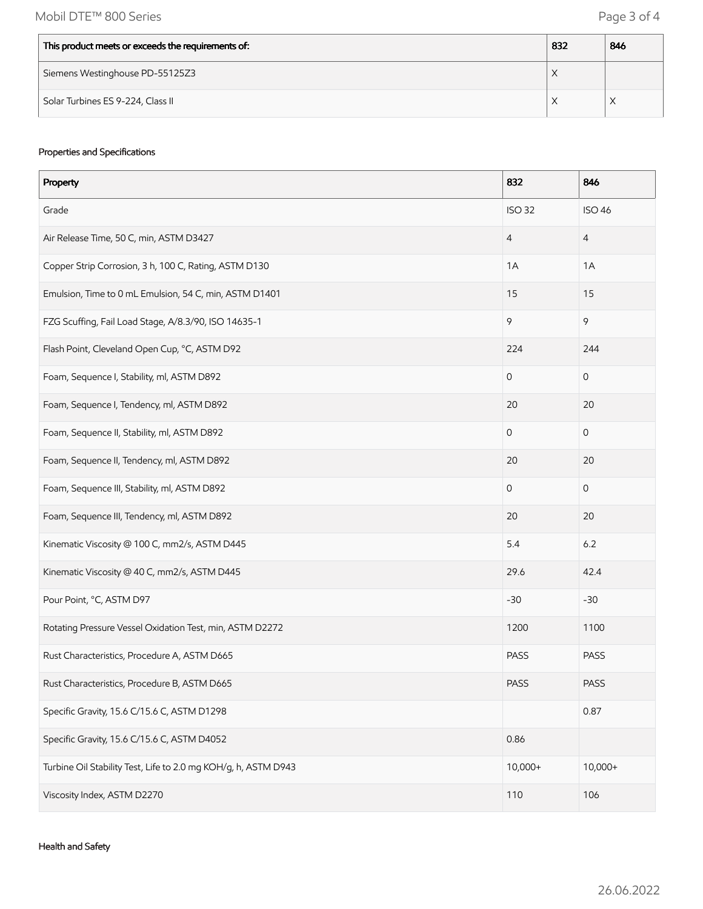| This product meets or exceeds the requirements of: | 832 | 846 |
| --- | --- | --- |
| Siemens Westinghouse PD-55125Z3 | X | |
| Solar Turbines ES 9-224, Class II | X | X |

## Properties and Specifications

| Property | 832 | 846 |
| --- | --- | --- |
| Grade | ISO 32 | ISO 46 |
| Air Release Time, 50 C, min, ASTM D3427 | 4 | 4 |
| Copper Strip Corrosion, 3 h, 100 C, Rating, ASTM D130 | 1A | 1A |
| Emulsion, Time to 0 mL Emulsion, 54 C, min, ASTM D1401 | 15 | 15 |
| FZG Scuffing, Fail Load Stage, A/8.3/90, ISO 14635-1 | 9 | 9 |
| Flash Point, Cleveland Open Cup, °C, ASTM D92 | 224 | 244 |
| Foam, Sequence I, Stability, ml, ASTM D892 | 0 | 0 |
| Foam, Sequence I, Tendency, ml, ASTM D892 | 20 | 20 |
| Foam, Sequence II, Stability, ml, ASTM D892 | 0 | 0 |
| Foam, Sequence II, Tendency, ml, ASTM D892 | 20 | 20 |
| Foam, Sequence III, Stability, ml, ASTM D892 | 0 | 0 |
| Foam, Sequence III, Tendency, ml, ASTM D892 | 20 | 20 |
| Kinematic Viscosity @ 100 C, mm2/s, ASTM D445 | 5.4 | 6.2 |
| Kinematic Viscosity @ 40 C, mm2/s, ASTM D445 | 29.6 | 42.4 |
| Pour Point, °C, ASTM D97 | -30 | -30 |
| Rotating Pressure Vessel Oxidation Test, min, ASTM D2272 | 1200 | 1100 |
| Rust Characteristics, Procedure A, ASTM D665 | PASS | PASS |
| Rust Characteristics, Procedure B, ASTM D665 | PASS | PASS |
| Specific Gravity, 15.6 C/15.6 C, ASTM D1298 | | 0.87 |
| Specific Gravity, 15.6 C/15.6 C, ASTM D4052 | 0.86 | |
| Turbine Oil Stability Test, Life to 2.0 mg KOH/g, h, ASTM D943 | 10,000+ | 10,000+ |
| Viscosity Index, ASTM D2270 | 110 | 106 |

## Health and Safety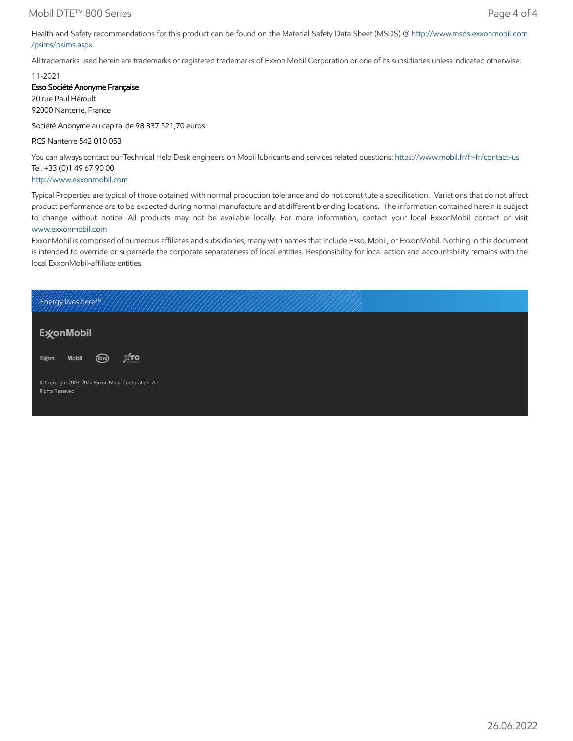Health and Safety recommendations for this product can be found on the Material Safety Data Sheet (MSDS) @ http://www.msds.exxonmobil.com/psims/psims.aspx

All trademarks used herein are trademarks or registered trademarks of Exxon Mobil Corporation or one of its subsidiaries unless indicated otherwise.

11-2021

**Esso Société Anonyme Française**
20 rue Paul Héroult
92000 Nanterre, France

Société Anonyme au capital de 98 337 521,70 euros

RCS Nanterre 542 010 053

You can always contact our Technical Help Desk engineers on Mobil lubricants and services related questions: https://www.mobil.fr/fr-fr/contact-us
Tel. +33 (0)1 49 67 90 00
http://www.exxonmobil.com

Typical Properties are typical of those obtained with normal production tolerance and do not constitute a specification. Variations that do not affect product performance are to be expected during normal manufacture and at different blending locations. The information contained herein is subject to change without notice. All products may not be available locally. For more information, contact your local ExxonMobil contact or visit www.exxonmobil.com

ExxonMobil is comprised of numerous affiliates and subsidiaries, many with names that include Esso, Mobil, or ExxonMobil. Nothing in this document is intended to override or supersede the corporate separateness of local entities. Responsibility for local action and accountability remains with the local ExxonMobil-affiliate entities.

Energy lives here™

ExxonMobil

Exxon Mobil Esso XTO

© Copyright 2003-2022 Exxon Mobil Corporation. All Rights Reserved